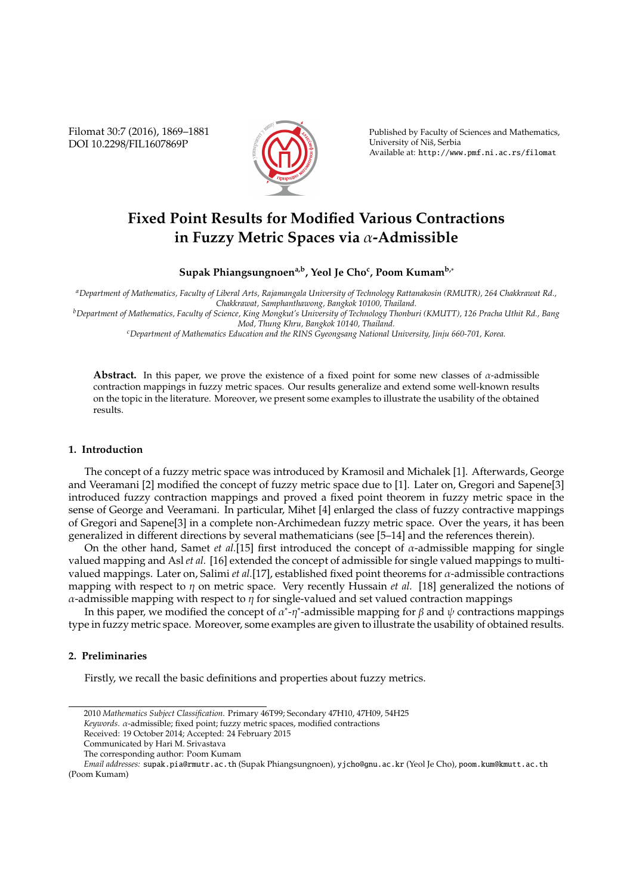# Fixed Point Results for Modified Various Contractions in Fuzzy Metric Spaces via $\alpha$-Admissible

**Supak Phiangsungnoen[a,b], Yeol Je Cho[c], Poom Kumam[b,*]**

[a]*Department of Mathematics, Faculty of Liberal Arts, Rajamangala University of Technology Rattanakosin (RMUTR), 264 Chakkrawat Rd., Chakkrawat, Samphanthawong, Bangkok 10100, Thailand.*

[b]*Department of Mathematics, Faculty of Science, King Mongkut's University of Technology Thonburi (KMUTT), 126 Pracha Uthit Rd., Bang Mod, Thung Khru, Bangkok 10140, Thailand.*

[c]*Department of Mathematics Education and the RINS Gyeongsang National University, Jinju 660-701, Korea.*

**Abstract.** In this paper, we prove the existence of a fixed point for some new classes of $\alpha$-admissible contraction mappings in fuzzy metric spaces. Our results generalize and extend some well-known results on the topic in the literature. Moreover, we present some examples to illustrate the usability of the obtained results.

## 1. Introduction

The concept of a fuzzy metric space was introduced by Kramosil and Michalek [1]. Afterwards, George and Veeramani [2] modified the concept of fuzzy metric space due to [1]. Later on, Gregori and Sapene[3] introduced fuzzy contraction mappings and proved a fixed point theorem in fuzzy metric space in the sense of George and Veeramani. In particular, Mihet [4] enlarged the class of fuzzy contractive mappings of Gregori and Sapene[3] in a complete non-Archimedean fuzzy metric space. Over the years, it has been generalized in different directions by several mathematicians (see [5–14] and the references therein).

On the other hand, Samet *et al.*[15] first introduced the concept of $\alpha$-admissible mapping for single valued mapping and Asl *et al.* [16] extended the concept of admissible for single valued mappings to multi-valued mappings. Later on, Salimi *et al.*[17], established fixed point theorems for $\alpha$-admissible contractions mapping with respect to $\eta$ on metric space. Very recently Hussain *et al.* [18] generalized the notions of $\alpha$-admissible mapping with respect to $\eta$ for single-valued and set valued contraction mappings

In this paper, we modified the concept of $\alpha^*$-$\eta^*$-admissible mapping for $\beta$ and $\psi$ contractions mappings type in fuzzy metric space. Moreover, some examples are given to illustrate the usability of obtained results.

## 2. Preliminaries

Firstly, we recall the basic definitions and properties about fuzzy metrics.

---

2010 *Mathematics Subject Classification.* Primary 46T99; Secondary 47H10, 47H09, 54H25

*Keywords.* $\alpha$-admissible; fixed point; fuzzy metric spaces, modified contractions

Received: 19 October 2014; Accepted: 24 February 2015

Communicated by Hari M. Srivastava

The corresponding author: Poom Kumam

*Email addresses:* supak.pia@rmutr.ac.th (Supak Phiangsungnoen), yjcho@gnu.ac.kr (Yeol Je Cho), poom.kum@kmutt.ac.th (Poom Kumam)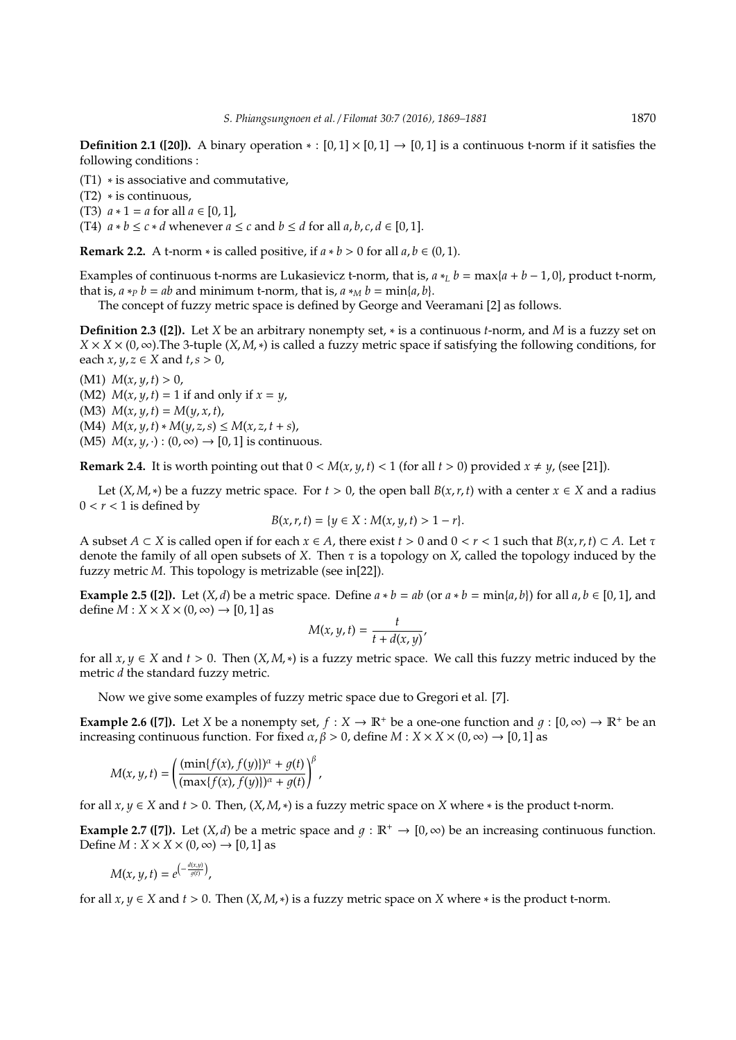**Definition 2.1 ([20]).** A binary operation $* : [0,1] \times [0,1] \to [0,1]$ is a continuous t-norm if it satisfies the following conditions :

(T1) $*$ is associative and commutative,

(T2) $*$ is continuous,

(T3) $a * 1 = a$ for all $a \in [0,1]$,

(T4) $a * b \leq c * d$ whenever $a \leq c$ and $b \leq d$ for all $a, b, c, d \in [0,1]$.

**Remark 2.2.** A t-norm $*$ is called positive, if $a * b > 0$ for all $a, b \in (0,1)$.

Examples of continuous t-norms are Lukasievicz t-norm, that is, $a *_L b = \max\{a + b - 1, 0\}$, product t-norm, that is, $a *_P b = ab$ and minimum t-norm, that is, $a *_M b = \min\{a, b\}$.

The concept of fuzzy metric space is defined by George and Veeramani [2] as follows.

**Definition 2.3 ([2]).** Let $X$ be an arbitrary nonempty set, $*$ is a continuous $t$-norm, and $M$ is a fuzzy set on $X \times X \times (0, \infty)$.The 3-tuple $(X, M, *)$ is called a fuzzy metric space if satisfying the following conditions, for each $x, y, z \in X$ and $t, s > 0$,

(M1) $M(x, y, t) > 0$,

(M2) $M(x, y, t) = 1$ if and only if $x = y$,

(M3) $M(x, y, t) = M(y, x, t)$,

(M4) $M(x, y, t) * M(y, z, s) \leq M(x, z, t + s)$,

(M5) $M(x, y, \cdot) : (0, \infty) \to [0,1]$ is continuous.

**Remark 2.4.** It is worth pointing out that $0 < M(x, y, t) < 1$ (for all $t > 0$) provided $x \neq y$, (see [21]).

Let $(X, M, *)$ be a fuzzy metric space. For $t > 0$, the open ball $B(x, r, t)$ with a center $x \in X$ and a radius $0 < r < 1$ is defined by

$$B(x, r, t) = \{y \in X : M(x, y, t) > 1 - r\}.$$

A subset $A \subset X$ is called open if for each $x \in A$, there exist $t > 0$ and $0 < r < 1$ such that $B(x, r, t) \subset A$. Let $\tau$ denote the family of all open subsets of $X$. Then $\tau$ is a topology on $X$, called the topology induced by the fuzzy metric $M$. This topology is metrizable (see in[22]).

**Example 2.5 ([2]).** Let $(X, d)$ be a metric space. Define $a * b = ab$ (or $a * b = \min\{a, b\}$) for all $a, b \in [0,1]$, and define $M : X \times X \times (0, \infty) \to [0,1]$ as

$$M(x, y, t) = \frac{t}{t + d(x, y)},$$

for all $x, y \in X$ and $t > 0$. Then $(X, M, *)$ is a fuzzy metric space. We call this fuzzy metric induced by the metric $d$ the standard fuzzy metric.

Now we give some examples of fuzzy metric space due to Gregori et al. [7].

**Example 2.6 ([7]).** Let $X$ be a nonempty set, $f : X \to \mathbb{R}^+$ be a one-one function and $g : [0, \infty) \to \mathbb{R}^+$ be an increasing continuous function. For fixed $\alpha, \beta > 0$, define $M : X \times X \times (0, \infty) \to [0,1]$ as

$$M(x, y, t) = \left( \frac{(\min\{f(x), f(y)\})^\alpha + g(t)}{(\max\{f(x), f(y)\})^\alpha + g(t)} \right)^\beta,$$

for all $x, y \in X$ and $t > 0$. Then, $(X, M, *)$ is a fuzzy metric space on $X$ where $*$ is the product t-norm.

**Example 2.7 ([7]).** Let $(X, d)$ be a metric space and $g : \mathbb{R}^+ \to [0, \infty)$ be an increasing continuous function. Define $M : X \times X \times (0, \infty) \to [0,1]$ as

$$M(x, y, t) = e^{\left(-\frac{d(x,y)}{g(t)}\right)},$$

for all $x, y \in X$ and $t > 0$. Then $(X, M, *)$ is a fuzzy metric space on $X$ where $*$ is the product t-norm.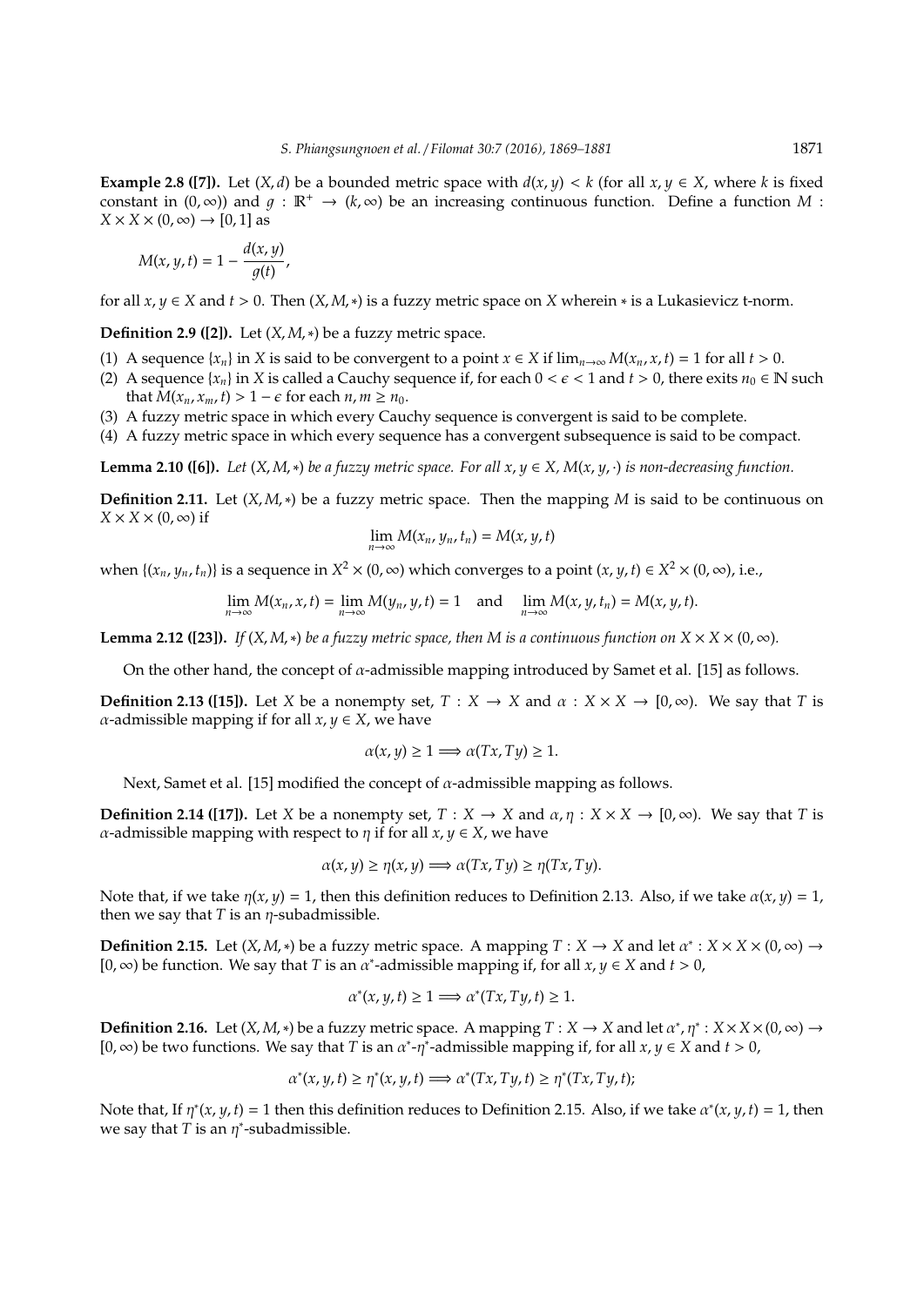**Example 2.8 ([7]).** Let $(X, d)$ be a bounded metric space with $d(x, y) < k$ (for all $x, y \in X$, where $k$ is fixed constant in $(0, \infty)$) and $g : \mathbb{R}^+ \to (k, \infty)$ be an increasing continuous function. Define a function $M : X \times X \times (0, \infty) \to [0, 1]$ as

$$M(x, y, t) = 1 - \frac{d(x, y)}{g(t)},$$

for all $x, y \in X$ and $t > 0$. Then $(X, M, *)$ is a fuzzy metric space on $X$ wherein $*$ is a Lukasievicz t-norm.

**Definition 2.9 ([2]).** Let $(X, M, *)$ be a fuzzy metric space.

(1) A sequence $\{x_n\}$ in $X$ is said to be convergent to a point $x \in X$ if $\lim_{n\to\infty} M(x_n, x, t) = 1$ for all $t > 0$.
(2) A sequence $\{x_n\}$ in $X$ is called a Cauchy sequence if, for each $0 < \epsilon < 1$ and $t > 0$, there exits $n_0 \in \mathbb{N}$ such that $M(x_n, x_m, t) > 1 - \epsilon$ for each $n, m \geq n_0$.
(3) A fuzzy metric space in which every Cauchy sequence is convergent is said to be complete.
(4) A fuzzy metric space in which every sequence has a convergent subsequence is said to be compact.

**Lemma 2.10 ([6]).** *Let $(X, M, *)$ be a fuzzy metric space. For all $x, y \in X$, $M(x, y, \cdot)$ is non-decreasing function.*

**Definition 2.11.** Let $(X, M, *)$ be a fuzzy metric space. Then the mapping $M$ is said to be continuous on $X \times X \times (0, \infty)$ if

$$\lim_{n\to\infty} M(x_n, y_n, t_n) = M(x, y, t)$$

when $\{(x_n, y_n, t_n)\}$ is a sequence in $X^2 \times (0, \infty)$ which converges to a point $(x, y, t) \in X^2 \times (0, \infty)$, i.e.,

$$\lim_{n\to\infty} M(x_n, x, t) = \lim_{n\to\infty} M(y_n, y, t) = 1 \quad \text{and} \quad \lim_{n\to\infty} M(x, y, t_n) = M(x, y, t).$$

**Lemma 2.12 ([23]).** *If $(X, M, *)$ be a fuzzy metric space, then $M$ is a continuous function on $X \times X \times (0, \infty)$.*

On the other hand, the concept of $\alpha$-admissible mapping introduced by Samet et al. [15] as follows.

**Definition 2.13 ([15]).** Let $X$ be a nonempty set, $T : X \to X$ and $\alpha : X \times X \to [0, \infty)$. We say that $T$ is $\alpha$-admissible mapping if for all $x, y \in X$, we have

$$\alpha(x, y) \geq 1 \Longrightarrow \alpha(Tx, Ty) \geq 1.$$

Next, Samet et al. [15] modified the concept of $\alpha$-admissible mapping as follows.

**Definition 2.14 ([17]).** Let $X$ be a nonempty set, $T : X \to X$ and $\alpha, \eta : X \times X \to [0, \infty)$. We say that $T$ is $\alpha$-admissible mapping with respect to $\eta$ if for all $x, y \in X$, we have

$$\alpha(x, y) \geq \eta(x, y) \Longrightarrow \alpha(Tx, Ty) \geq \eta(Tx, Ty).$$

Note that, if we take $\eta(x, y) = 1$, then this definition reduces to Definition 2.13. Also, if we take $\alpha(x, y) = 1$, then we say that $T$ is an $\eta$-subadmissible.

**Definition 2.15.** Let $(X, M, *)$ be a fuzzy metric space. A mapping $T : X \to X$ and let $\alpha^* : X \times X \times (0, \infty) \to [0, \infty)$ be function. We say that $T$ is an $\alpha^*$-admissible mapping if, for all $x, y \in X$ and $t > 0$,

$$\alpha^*(x, y, t) \geq 1 \Longrightarrow \alpha^*(Tx, Ty, t) \geq 1.$$

**Definition 2.16.** Let $(X, M, *)$ be a fuzzy metric space. A mapping $T : X \to X$ and let $\alpha^*, \eta^* : X \times X \times (0, \infty) \to [0, \infty)$ be two functions. We say that $T$ is an $\alpha^*$-$\eta^*$-admissible mapping if, for all $x, y \in X$ and $t > 0$,

$$\alpha^*(x, y, t) \geq \eta^*(x, y, t) \Longrightarrow \alpha^*(Tx, Ty, t) \geq \eta^*(Tx, Ty, t);$$

Note that, If $\eta^*(x, y, t) = 1$ then this definition reduces to Definition 2.15. Also, if we take $\alpha^*(x, y, t) = 1$, then we say that $T$ is an $\eta^*$-subadmissible.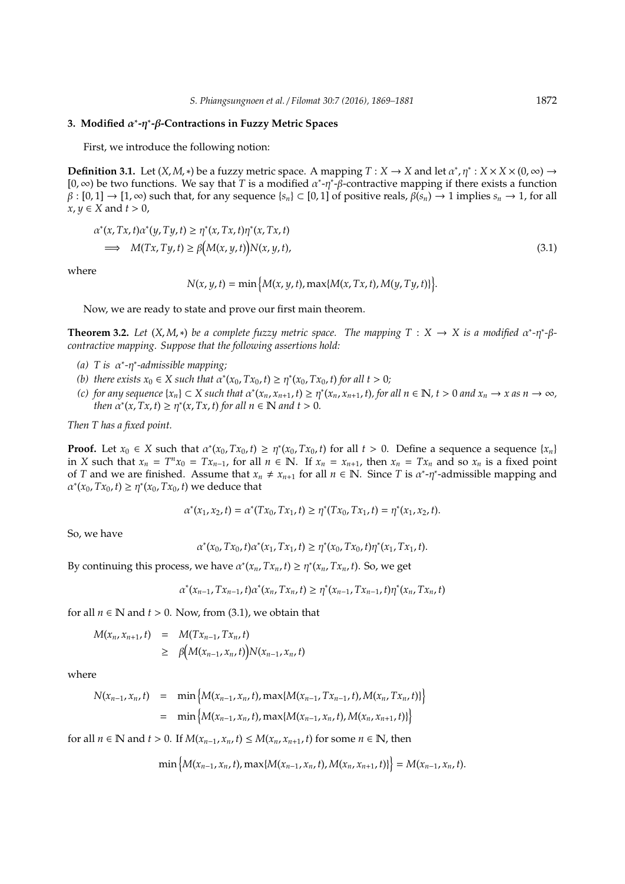## 3. Modified $\alpha^*$-$\eta^*$-$\beta$-Contractions in Fuzzy Metric Spaces

First, we introduce the following notion:

**Definition 3.1.** Let $(X, M, *)$ be a fuzzy metric space. A mapping $T : X \to X$ and let $\alpha^*, \eta^* : X \times X \times (0, \infty) \to [0, \infty)$ be two functions. We say that $T$ is a modified $\alpha^*$-$\eta^*$-$\beta$-contractive mapping if there exists a function $\beta : [0, 1] \to [1, \infty)$ such that, for any sequence $\{s_n\} \subset [0, 1]$ of positive reals, $\beta(s_n) \to 1$ implies $s_n \to 1$, for all $x, y \in X$ and $t > 0$,

$$
\begin{aligned}
&\alpha^*(x, Tx, t)\alpha^*(y, Ty, t) \geq \eta^*(x, Tx, t)\eta^*(x, Tx, t) \\
&\implies M(Tx, Ty, t) \geq \beta\Big(M(x, y, t)\Big)N(x, y, t),
\end{aligned}
\tag{3.1}
$$

where

$$
N(x, y, t) = \min\Big\{M(x, y, t), \max\{M(x, Tx, t), M(y, Ty, t)\}\Big\}.
$$

Now, we are ready to state and prove our first main theorem.

**Theorem 3.2.** *Let $(X, M, *)$ be a complete fuzzy metric space. The mapping $T : X \to X$ is a modified $\alpha^*$-$\eta^*$-$\beta$-contractive mapping. Suppose that the following assertions hold:*

- *(a) $T$ is $\alpha^*$-$\eta^*$-admissible mapping;*
- *(b) there exists $x_0 \in X$ such that $\alpha^*(x_0, Tx_0, t) \geq \eta^*(x_0, Tx_0, t)$ for all $t > 0$;*
- *(c) for any sequence $\{x_n\} \subset X$ such that $\alpha^*(x_n, x_{n+1}, t) \geq \eta^*(x_n, x_{n+1}, t)$, for all $n \in \mathbb{N}$, $t > 0$ and $x_n \to x$ as $n \to \infty$, then $\alpha^*(x, Tx, t) \geq \eta^*(x, Tx, t)$ for all $n \in \mathbb{N}$ and $t > 0$.*

*Then $T$ has a fixed point.*

**Proof.** Let $x_0 \in X$ such that $\alpha^*(x_0, Tx_0, t) \geq \eta^*(x_0, Tx_0, t)$ for all $t > 0$. Define a sequence a sequence $\{x_n\}$ in $X$ such that $x_n = T^n x_0 = Tx_{n-1}$, for all $n \in \mathbb{N}$. If $x_n = x_{n+1}$, then $x_n = Tx_n$ and so $x_n$ is a fixed point of $T$ and we are finished. Assume that $x_n \neq x_{n+1}$ for all $n \in \mathbb{N}$. Since $T$ is $\alpha^*$-$\eta^*$-admissible mapping and $\alpha^*(x_0, Tx_0, t) \geq \eta^*(x_0, Tx_0, t)$ we deduce that

$$
\alpha^*(x_1, x_2, t) = \alpha^*(Tx_0, Tx_1, t) \geq \eta^*(Tx_0, Tx_1, t) = \eta^*(x_1, x_2, t).
$$

So, we have

$$
\alpha^*(x_0, Tx_0, t)\alpha^*(x_1, Tx_1, t) \geq \eta^*(x_0, Tx_0, t)\eta^*(x_1, Tx_1, t).
$$

By continuing this process, we have $\alpha^*(x_n, Tx_n, t) \geq \eta^*(x_n, Tx_n, t)$. So, we get

$$
\alpha^*(x_{n-1}, Tx_{n-1}, t)\alpha^*(x_n, Tx_n, t) \geq \eta^*(x_{n-1}, Tx_{n-1}, t)\eta^*(x_n, Tx_n, t)
$$

for all $n \in \mathbb{N}$ and $t > 0$. Now, from (3.1), we obtain that

$$
\begin{aligned}
M(x_n, x_{n+1}, t) &= M(Tx_{n-1}, Tx_n, t) \\
&\geq \beta\Big(M(x_{n-1}, x_n, t)\Big)N(x_{n-1}, x_n, t)
\end{aligned}
$$

where

$$
\begin{aligned}
N(x_{n-1}, x_n, t) &= \min\Big\{M(x_{n-1}, x_n, t), \max\{M(x_{n-1}, Tx_{n-1}, t), M(x_n, Tx_n, t)\}\Big\} \\
&= \min\Big\{M(x_{n-1}, x_n, t), \max\{M(x_{n-1}, x_n, t), M(x_n, x_{n+1}, t)\}\Big\}
\end{aligned}
$$

for all $n \in \mathbb{N}$ and $t > 0$. If $M(x_{n-1}, x_n, t) \leq M(x_n, x_{n+1}, t)$ for some $n \in \mathbb{N}$, then

$$
\min\Big\{M(x_{n-1}, x_n, t), \max\{M(x_{n-1}, x_n, t), M(x_n, x_{n+1}, t)\}\Big\} = M(x_{n-1}, x_n, t).
$$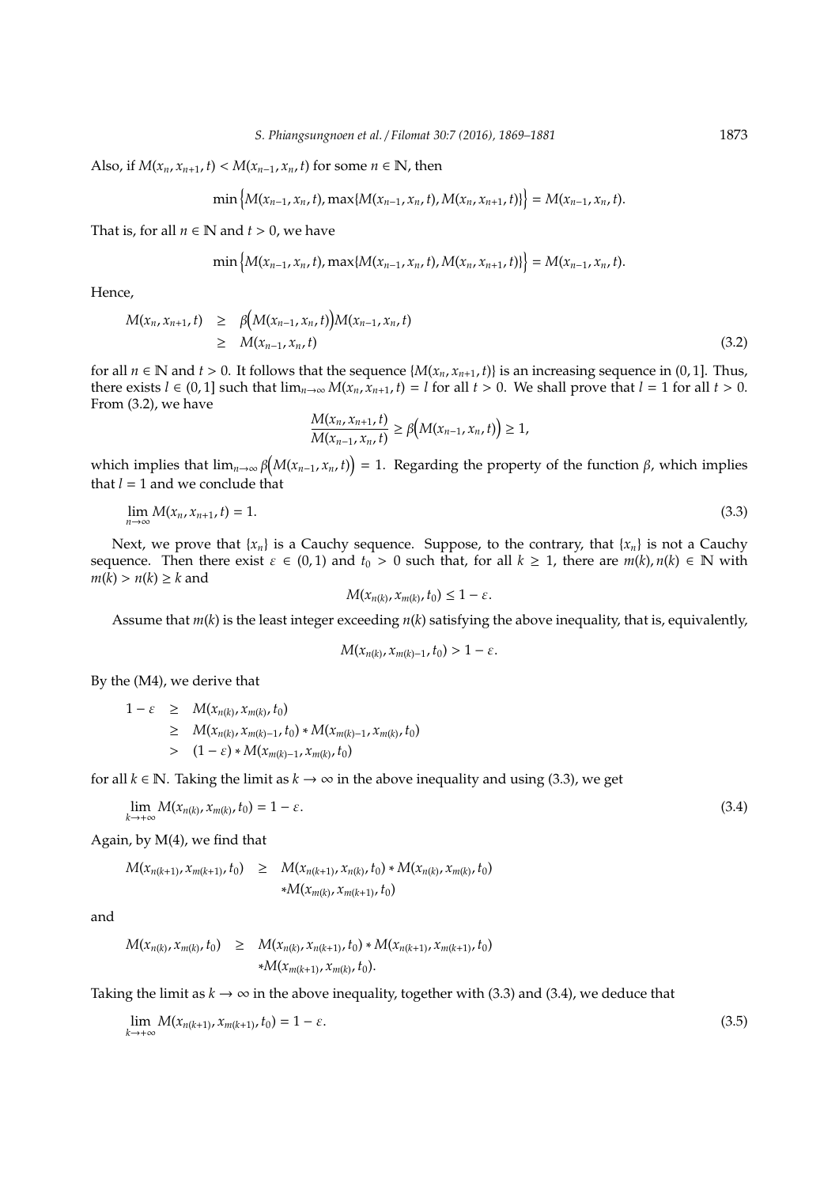Also, if $M(x_n, x_{n+1}, t) < M(x_{n-1}, x_n, t)$ for some $n \in \mathbb{N}$, then

$$\min\Big\{M(x_{n-1}, x_n, t), \max\{M(x_{n-1}, x_n, t), M(x_n, x_{n+1}, t)\}\Big\} = M(x_{n-1}, x_n, t).$$

That is, for all $n \in \mathbb{N}$ and $t > 0$, we have

$$\min\Big\{M(x_{n-1}, x_n, t), \max\{M(x_{n-1}, x_n, t), M(x_n, x_{n+1}, t)\}\Big\} = M(x_{n-1}, x_n, t).$$

Hence,

$$\begin{aligned} M(x_n, x_{n+1}, t) &\geq \beta\Big(M(x_{n-1}, x_n, t)\Big)M(x_{n-1}, x_n, t) \\ &\geq M(x_{n-1}, x_n, t) \end{aligned} \tag{3.2}$$

for all $n \in \mathbb{N}$ and $t > 0$. It follows that the sequence $\{M(x_n, x_{n+1}, t)\}$ is an increasing sequence in $(0, 1]$. Thus, there exists $l \in (0, 1]$ such that $\lim_{n\to\infty} M(x_n, x_{n+1}, t) = l$ for all $t > 0$. We shall prove that $l = 1$ for all $t > 0$. From (3.2), we have

$$\frac{M(x_n, x_{n+1}, t)}{M(x_{n-1}, x_n, t)} \geq \beta\Big(M(x_{n-1}, x_n, t)\Big) \geq 1,$$

which implies that $\lim_{n\to\infty} \beta\Big(M(x_{n-1}, x_n, t)\Big) = 1$. Regarding the property of the function $\beta$, which implies that $l = 1$ and we conclude that

$$\lim_{n\to\infty} M(x_n, x_{n+1}, t) = 1. \tag{3.3}$$

Next, we prove that $\{x_n\}$ is a Cauchy sequence. Suppose, to the contrary, that $\{x_n\}$ is not a Cauchy sequence. Then there exist $\varepsilon \in (0, 1)$ and $t_0 > 0$ such that, for all $k \geq 1$, there are $m(k), n(k) \in \mathbb{N}$ with $m(k) > n(k) \geq k$ and

$$M(x_{n(k)}, x_{m(k)}, t_0) \leq 1 - \varepsilon.$$

Assume that $m(k)$ is the least integer exceeding $n(k)$ satisfying the above inequality, that is, equivalently,

$$M(x_{n(k)}, x_{m(k)-1}, t_0) > 1 - \varepsilon.$$

By the (M4), we derive that

$$\begin{aligned} 1 - \varepsilon &\geq M(x_{n(k)}, x_{m(k)}, t_0) \\ &\geq M(x_{n(k)}, x_{m(k)-1}, t_0) * M(x_{m(k)-1}, x_{m(k)}, t_0) \\ &> (1 - \varepsilon) * M(x_{m(k)-1}, x_{m(k)}, t_0) \end{aligned}$$

for all $k \in \mathbb{N}$. Taking the limit as $k \to \infty$ in the above inequality and using (3.3), we get

$$\lim_{k\to+\infty} M(x_{n(k)}, x_{m(k)}, t_0) = 1 - \varepsilon. \tag{3.4}$$

Again, by M(4), we find that

$$\begin{aligned} M(x_{n(k+1)}, x_{m(k+1)}, t_0) \geq\ & M(x_{n(k+1)}, x_{n(k)}, t_0) * M(x_{n(k)}, x_{m(k)}, t_0) \\ & * M(x_{m(k)}, x_{m(k+1)}, t_0) \end{aligned}$$

and

$$\begin{aligned} M(x_{n(k)}, x_{m(k)}, t_0) \geq\ & M(x_{n(k)}, x_{n(k+1)}, t_0) * M(x_{n(k+1)}, x_{m(k+1)}, t_0) \\ & * M(x_{m(k+1)}, x_{m(k)}, t_0). \end{aligned}$$

Taking the limit as $k \to \infty$ in the above inequality, together with (3.3) and (3.4), we deduce that

$$\lim_{k\to+\infty} M(x_{n(k+1)}, x_{m(k+1)}, t_0) = 1 - \varepsilon. \tag{3.5}$$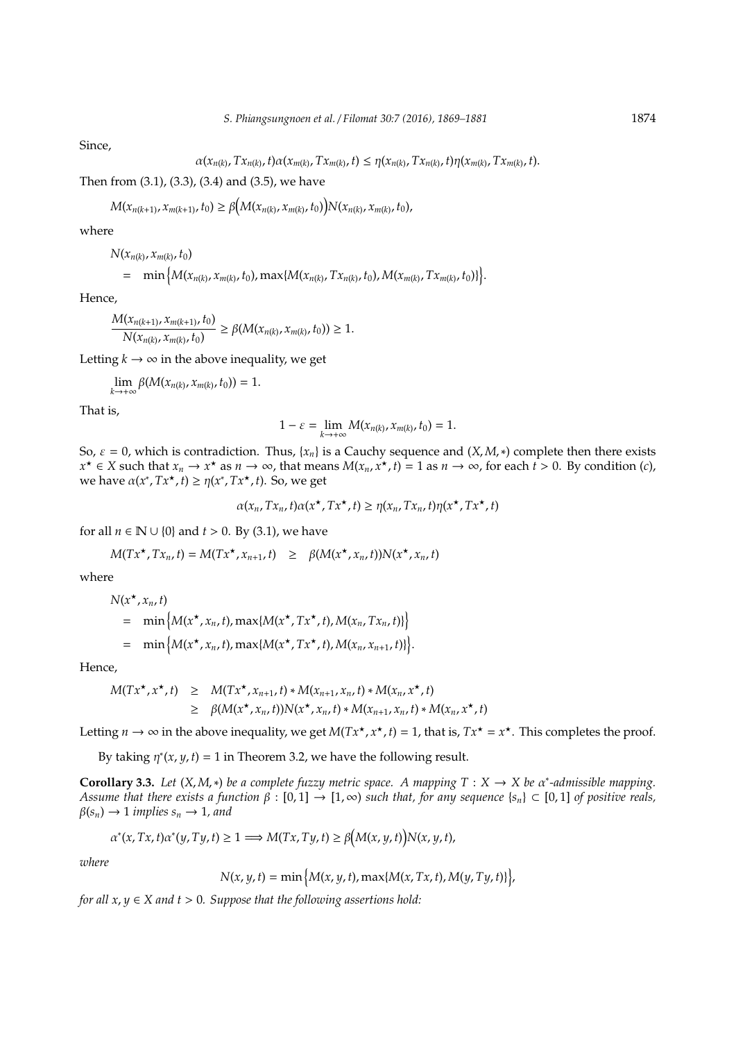Since,

$$\alpha(x_{n(k)}, Tx_{n(k)}, t)\alpha(x_{m(k)}, Tx_{m(k)}, t) \leq \eta(x_{n(k)}, Tx_{n(k)}, t)\eta(x_{m(k)}, Tx_{m(k)}, t).$$

Then from (3.1), (3.3), (3.4) and (3.5), we have

$$M(x_{n(k+1)}, x_{m(k+1)}, t_0) \geq \beta\Big(M(x_{n(k)}, x_{m(k)}, t_0)\Big)N(x_{n(k)}, x_{m(k)}, t_0),$$

where

$$\begin{aligned} &N(x_{n(k)}, x_{m(k)}, t_0) \\ &= \min\Big\{M(x_{n(k)}, x_{m(k)}, t_0), \max\{M(x_{n(k)}, Tx_{n(k)}, t_0), M(x_{m(k)}, Tx_{m(k)}, t_0)\}\Big\}. \end{aligned}$$

Hence,

$$\frac{M(x_{n(k+1)}, x_{m(k+1)}, t_0)}{N(x_{n(k)}, x_{m(k)}, t_0)} \geq \beta(M(x_{n(k)}, x_{m(k)}, t_0)) \geq 1.$$

Letting $k \to \infty$ in the above inequality, we get

$$\lim_{k\to+\infty} \beta(M(x_{n(k)}, x_{m(k)}, t_0)) = 1.$$

That is,

$$1 - \varepsilon = \lim_{k\to+\infty} M(x_{n(k)}, x_{m(k)}, t_0) = 1.$$

So, $\varepsilon = 0$, which is contradiction. Thus, $\{x_n\}$ is a Cauchy sequence and $(X, M, *)$ complete then there exists $x^\star \in X$ such that $x_n \to x^\star$ as $n \to \infty$, that means $M(x_n, x^\star, t) = 1$ as $n \to \infty$, for each $t > 0$. By condition $(c)$, we have $\alpha(x^*, Tx^\star, t) \geq \eta(x^*, Tx^\star, t)$. So, we get

$$\alpha(x_n, Tx_n, t)\alpha(x^\star, Tx^\star, t) \geq \eta(x_n, Tx_n, t)\eta(x^\star, Tx^\star, t)$$

for all $n \in \mathbb{N} \cup \{0\}$ and $t > 0$. By (3.1), we have

$$M(Tx^\star, Tx_n, t) = M(Tx^\star, x_{n+1}, t) \quad \geq \quad \beta(M(x^\star, x_n, t))N(x^\star, x_n, t)$$

where

$$\begin{aligned} &N(x^\star, x_n, t) \\ &= \min\Big\{M(x^\star, x_n, t), \max\{M(x^\star, Tx^\star, t), M(x_n, Tx_n, t)\}\Big\} \\ &= \min\Big\{M(x^\star, x_n, t), \max\{M(x^\star, Tx^\star, t), M(x_n, x_{n+1}, t)\}\Big\}. \end{aligned}$$

Hence,

$$\begin{aligned} M(Tx^\star, x^\star, t) &\geq M(Tx^\star, x_{n+1}, t) * M(x_{n+1}, x_n, t) * M(x_n, x^\star, t) \\ &\geq \beta(M(x^\star, x_n, t))N(x^\star, x_n, t) * M(x_{n+1}, x_n, t) * M(x_n, x^\star, t) \end{aligned}$$

Letting $n \to \infty$ in the above inequality, we get $M(Tx^\star, x^\star, t) = 1$, that is, $Tx^\star = x^\star$. This completes the proof.

By taking $\eta^*(x, y, t) = 1$ in Theorem 3.2, we have the following result.

**Corollary 3.3.** *Let $(X, M, *)$ be a complete fuzzy metric space. A mapping $T : X \to X$ be $\alpha^*$-admissible mapping. Assume that there exists a function $\beta : [0, 1] \to [1, \infty)$ such that, for any sequence $\{s_n\} \subset [0, 1]$ of positive reals, $\beta(s_n) \to 1$ implies $s_n \to 1$, and*

$$\alpha^*(x, Tx, t)\alpha^*(y, Ty, t) \geq 1 \Longrightarrow M(Tx, Ty, t) \geq \beta\Big(M(x, y, t)\Big)N(x, y, t),$$

*where*

$$N(x, y, t) = \min\Big\{M(x, y, t), \max\{M(x, Tx, t), M(y, Ty, t)\}\Big\},$$

*for all $x, y \in X$ and $t > 0$. Suppose that the following assertions hold:*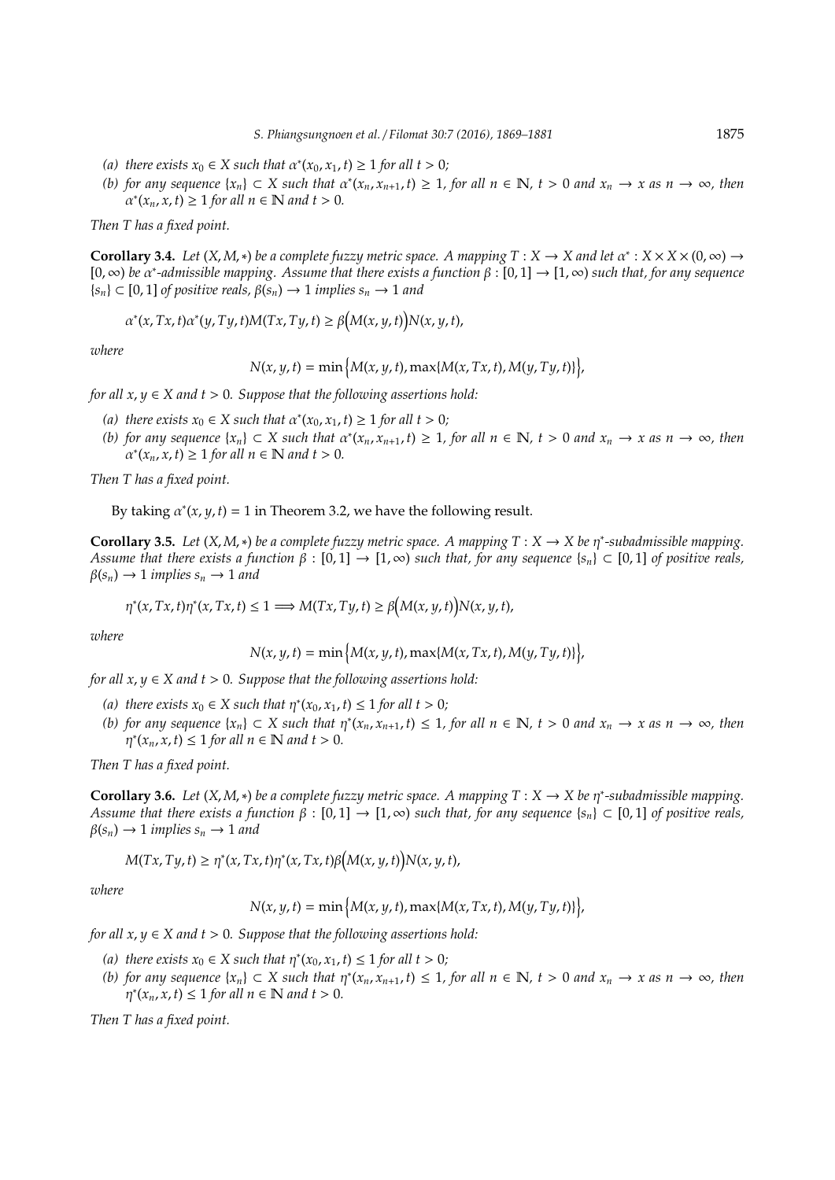*(a) there exists $x_0 \in X$ such that $\alpha^*(x_0, x_1, t) \geq 1$ for all $t > 0$;*

*(b) for any sequence $\{x_n\} \subset X$ such that $\alpha^*(x_n, x_{n+1}, t) \geq 1$, for all $n \in \mathbb{N}$, $t > 0$ and $x_n \to x$ as $n \to \infty$, then $\alpha^*(x_n, x, t) \geq 1$ for all $n \in \mathbb{N}$ and $t > 0$.*

*Then $T$ has a fixed point.*

**Corollary 3.4.** *Let $(X, M, *)$ be a complete fuzzy metric space. A mapping $T : X \to X$ and let $\alpha^* : X \times X \times (0, \infty) \to [0, \infty)$ be $\alpha^*$-admissible mapping. Assume that there exists a function $\beta : [0, 1] \to [1, \infty)$ such that, for any sequence $\{s_n\} \subset [0, 1]$ of positive reals, $\beta(s_n) \to 1$ implies $s_n \to 1$ and*

$$\alpha^*(x, Tx, t)\alpha^*(y, Ty, t)M(Tx, Ty, t) \geq \beta\big(M(x, y, t)\big)N(x, y, t),$$

*where*

$$N(x, y, t) = \min\Big\{M(x, y, t), \max\{M(x, Tx, t), M(y, Ty, t)\}\Big\},$$

*for all $x, y \in X$ and $t > 0$. Suppose that the following assertions hold:*

*(a) there exists $x_0 \in X$ such that $\alpha^*(x_0, x_1, t) \geq 1$ for all $t > 0$;*

*(b) for any sequence $\{x_n\} \subset X$ such that $\alpha^*(x_n, x_{n+1}, t) \geq 1$, for all $n \in \mathbb{N}$, $t > 0$ and $x_n \to x$ as $n \to \infty$, then $\alpha^*(x_n, x, t) \geq 1$ for all $n \in \mathbb{N}$ and $t > 0$.*

*Then $T$ has a fixed point.*

By taking $\alpha^*(x, y, t) = 1$ in Theorem 3.2, we have the following result.

**Corollary 3.5.** *Let $(X, M, *)$ be a complete fuzzy metric space. A mapping $T : X \to X$ be $\eta^*$-subadmissible mapping. Assume that there exists a function $\beta : [0, 1] \to [1, \infty)$ such that, for any sequence $\{s_n\} \subset [0, 1]$ of positive reals, $\beta(s_n) \to 1$ implies $s_n \to 1$ and*

$$\eta^*(x, Tx, t)\eta^*(x, Tx, t) \leq 1 \Longrightarrow M(Tx, Ty, t) \geq \beta\big(M(x, y, t)\big)N(x, y, t),$$

*where*

$$N(x, y, t) = \min\Big\{M(x, y, t), \max\{M(x, Tx, t), M(y, Ty, t)\}\Big\},$$

*for all $x, y \in X$ and $t > 0$. Suppose that the following assertions hold:*

*(a) there exists $x_0 \in X$ such that $\eta^*(x_0, x_1, t) \leq 1$ for all $t > 0$;*

*(b) for any sequence $\{x_n\} \subset X$ such that $\eta^*(x_n, x_{n+1}, t) \leq 1$, for all $n \in \mathbb{N}$, $t > 0$ and $x_n \to x$ as $n \to \infty$, then $\eta^*(x_n, x, t) \leq 1$ for all $n \in \mathbb{N}$ and $t > 0$.*

*Then $T$ has a fixed point.*

**Corollary 3.6.** *Let $(X, M, *)$ be a complete fuzzy metric space. A mapping $T : X \to X$ be $\eta^*$-subadmissible mapping. Assume that there exists a function $\beta : [0, 1] \to [1, \infty)$ such that, for any sequence $\{s_n\} \subset [0, 1]$ of positive reals, $\beta(s_n) \to 1$ implies $s_n \to 1$ and*

$$M(Tx, Ty, t) \geq \eta^*(x, Tx, t)\eta^*(x, Tx, t)\beta\big(M(x, y, t)\big)N(x, y, t),$$

*where*

$$N(x, y, t) = \min\Big\{M(x, y, t), \max\{M(x, Tx, t), M(y, Ty, t)\}\Big\},$$

*for all $x, y \in X$ and $t > 0$. Suppose that the following assertions hold:*

*(a) there exists $x_0 \in X$ such that $\eta^*(x_0, x_1, t) \leq 1$ for all $t > 0$;*

*(b) for any sequence $\{x_n\} \subset X$ such that $\eta^*(x_n, x_{n+1}, t) \leq 1$, for all $n \in \mathbb{N}$, $t > 0$ and $x_n \to x$ as $n \to \infty$, then $\eta^*(x_n, x, t) \leq 1$ for all $n \in \mathbb{N}$ and $t > 0$.*

*Then $T$ has a fixed point.*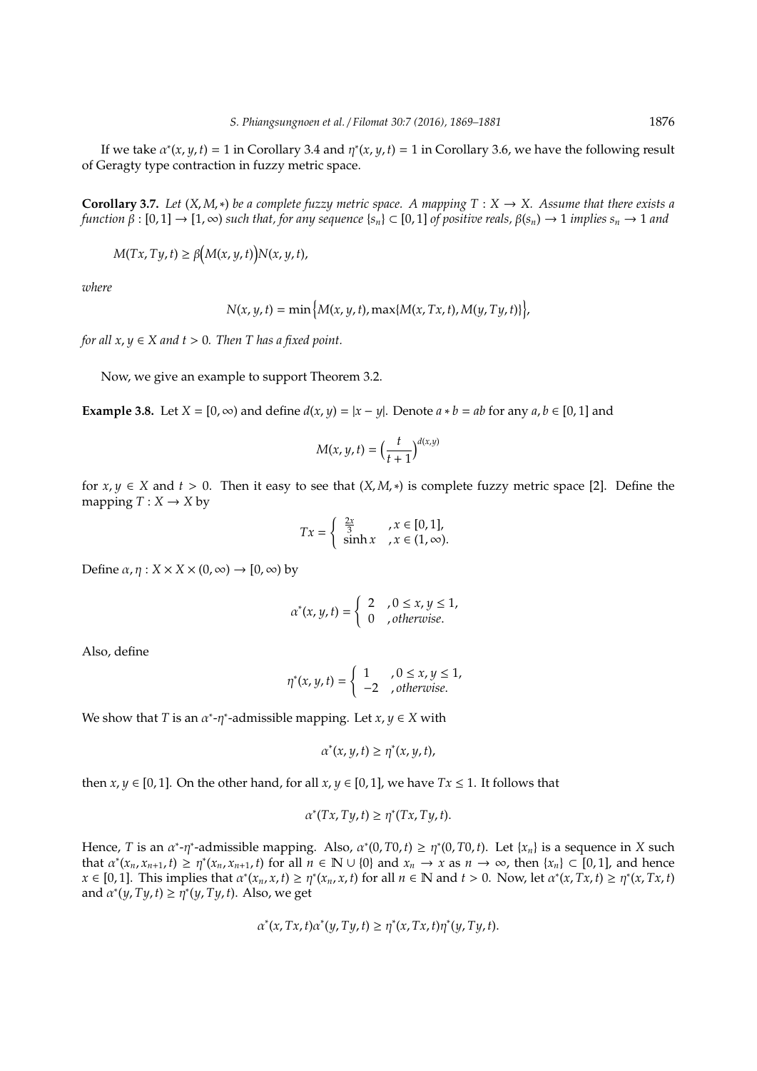If we take $\alpha^*(x, y, t) = 1$ in Corollary 3.4 and $\eta^*(x, y, t) = 1$ in Corollary 3.6, we have the following result of Geragty type contraction in fuzzy metric space.

**Corollary 3.7.** *Let $(X, M, *)$ be a complete fuzzy metric space. A mapping $T : X \to X$. Assume that there exists a function $\beta : [0, 1] \to [1, \infty)$ such that, for any sequence $\{s_n\} \subset [0, 1]$ of positive reals, $\beta(s_n) \to 1$ implies $s_n \to 1$ and*

$$M(Tx, Ty, t) \geq \beta\Big(M(x, y, t)\Big)N(x, y, t),$$

*where*

$$N(x, y, t) = \min\Big\{M(x, y, t), \max\{M(x, Tx, t), M(y, Ty, t)\}\Big\},$$

*for all $x, y \in X$ and $t > 0$. Then $T$ has a fixed point.*

Now, we give an example to support Theorem 3.2.

**Example 3.8.** Let $X = [0, \infty)$ and define $d(x, y) = |x - y|$. Denote $a * b = ab$ for any $a, b \in [0, 1]$ and

$$M(x, y, t) = \Big(\frac{t}{t+1}\Big)^{d(x,y)}$$

for $x, y \in X$ and $t > 0$. Then it easy to see that $(X, M, *)$ is complete fuzzy metric space [2]. Define the mapping $T : X \to X$ by

$$Tx = \begin{cases} \frac{2x}{3} & , x \in [0, 1], \\ \sinh x & , x \in (1, \infty). \end{cases}$$

Define $\alpha, \eta : X \times X \times (0, \infty) \to [0, \infty)$ by

$$\alpha^*(x, y, t) = \begin{cases} 2 & , 0 \leq x, y \leq 1, \\ 0 & , otherwise. \end{cases}$$

Also, define

$$\eta^*(x, y, t) = \begin{cases} 1 & , 0 \leq x, y \leq 1, \\ -2 & , otherwise. \end{cases}$$

We show that $T$ is an $\alpha^*$-$\eta^*$-admissible mapping. Let $x, y \in X$ with

$$\alpha^*(x, y, t) \geq \eta^*(x, y, t),$$

then $x, y \in [0, 1]$. On the other hand, for all $x, y \in [0, 1]$, we have $Tx \leq 1$. It follows that

$$\alpha^*(Tx, Ty, t) \geq \eta^*(Tx, Ty, t).$$

Hence, $T$ is an $\alpha^*$-$\eta^*$-admissible mapping. Also, $\alpha^*(0, T0, t) \geq \eta^*(0, T0, t)$. Let $\{x_n\}$ is a sequence in $X$ such that $\alpha^*(x_n, x_{n+1}, t) \geq \eta^*(x_n, x_{n+1}, t)$ for all $n \in \mathbb{N} \cup \{0\}$ and $x_n \to x$ as $n \to \infty$, then $\{x_n\} \subset [0, 1]$, and hence $x \in [0, 1]$. This implies that $\alpha^*(x_n, x, t) \geq \eta^*(x_n, x, t)$ for all $n \in \mathbb{N}$ and $t > 0$. Now, let $\alpha^*(x, Tx, t) \geq \eta^*(x, Tx, t)$ and $\alpha^*(y, Ty, t) \geq \eta^*(y, Ty, t)$. Also, we get

$$\alpha^*(x, Tx, t)\alpha^*(y, Ty, t) \geq \eta^*(x, Tx, t)\eta^*(y, Ty, t).$$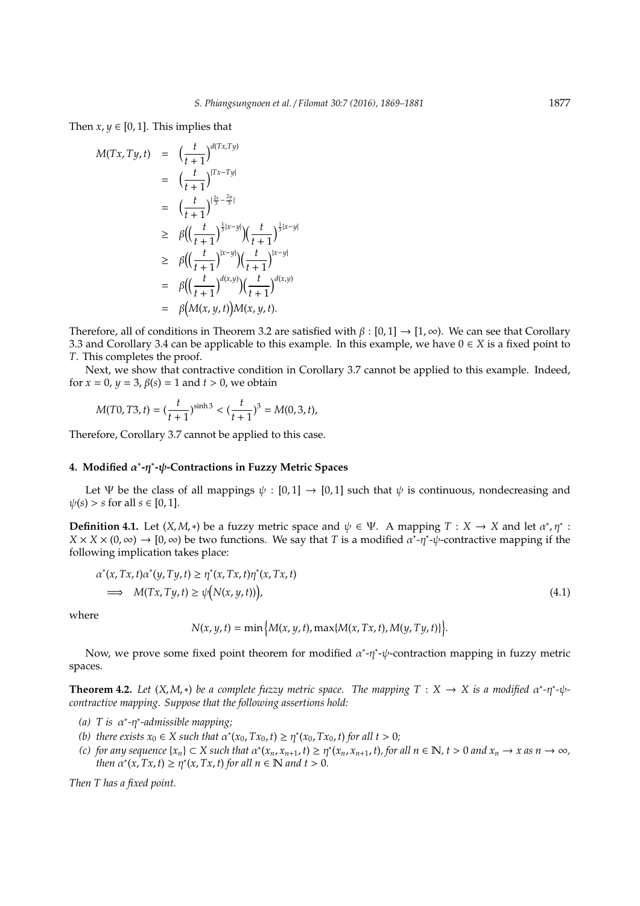Then $x, y \in [0,1]$. This implies that

$$
\begin{aligned}
M(Tx, Ty, t) &= \Big(\frac{t}{t+1}\Big)^{d(Tx,Ty)} \\
&= \Big(\frac{t}{t+1}\Big)^{|Tx-Ty|} \\
&= \Big(\frac{t}{t+1}\Big)^{|\frac{2x}{3}-\frac{2y}{3}|} \\
&\geq \beta\Big(\Big(\frac{t}{t+1}\Big)^{\frac{1}{3}|x-y|}\Big)\Big(\frac{t}{t+1}\Big)^{\frac{1}{3}|x-y|} \\
&\geq \beta\Big(\Big(\frac{t}{t+1}\Big)^{|x-y|}\Big)\Big(\frac{t}{t+1}\Big)^{|x-y|} \\
&= \beta\Big(\Big(\frac{t}{t+1}\Big)^{d(x,y)}\Big)\Big(\frac{t}{t+1}\Big)^{d(x,y)} \\
&= \beta\Big(M(x,y,t)\Big)M(x,y,t).
\end{aligned}
$$

Therefore, all of conditions in Theorem 3.2 are satisfied with $\beta : [0,1] \to [1,\infty)$. We can see that Corollary 3.3 and Corollary 3.4 can be applicable to this example. In this example, we have $0 \in X$ is a fixed point to $T$. This completes the proof.

Next, we show that contractive condition in Corollary 3.7 cannot be applied to this example. Indeed, for $x = 0$, $y = 3$, $\beta(s) = 1$ and $t > 0$, we obtain

$$M(T0, T3, t) = (\frac{t}{t+1})^{\sinh 3} < (\frac{t}{t+1})^3 = M(0, 3, t),$$

Therefore, Corollary 3.7 cannot be applied to this case.

## 4. Modified $\alpha^*$-$\eta^*$-$\psi$-Contractions in Fuzzy Metric Spaces

Let $\Psi$ be the class of all mappings $\psi : [0,1] \to [0,1]$ such that $\psi$ is continuous, nondecreasing and $\psi(s) > s$ for all $s \in [0,1]$.

**Definition 4.1.** Let $(X, M, *)$ be a fuzzy metric space and $\psi \in \Psi$. A mapping $T : X \to X$ and let $\alpha^*, \eta^* : X \times X \times (0,\infty) \to [0,\infty)$ be two functions. We say that $T$ is a modified $\alpha^*$-$\eta^*$-$\psi$-contractive mapping if the following implication takes place:

$$
\begin{aligned}
&\alpha^*(x, Tx, t)\alpha^*(y, Ty, t) \geq \eta^*(x, Tx, t)\eta^*(x, Tx, t) \\
&\implies M(Tx, Ty, t) \geq \psi\Big(N(x, y, t)\Big),
\end{aligned}
\tag{4.1}
$$

where

$$N(x, y, t) = \min\Big\{M(x, y, t), \max\{M(x, Tx, t), M(y, Ty, t)\}\Big\}.$$

Now, we prove some fixed point theorem for modified $\alpha^*$-$\eta^*$-$\psi$-contraction mapping in fuzzy metric spaces.

**Theorem 4.2.** *Let $(X, M, *)$ be a complete fuzzy metric space. The mapping $T : X \to X$ is a modified $\alpha^*$-$\eta^*$-$\psi$-contractive mapping. Suppose that the following assertions hold:*

*(a) $T$ is $\alpha^*$-$\eta^*$-admissible mapping;*

*(b) there exists $x_0 \in X$ such that $\alpha^*(x_0, Tx_0, t) \geq \eta^*(x_0, Tx_0, t)$ for all $t > 0$;*

*(c) for any sequence $\{x_n\} \subset X$ such that $\alpha^*(x_n, x_{n+1}, t) \geq \eta^*(x_n, x_{n+1}, t)$, for all $n \in \mathbb{N}$, $t > 0$ and $x_n \to x$ as $n \to \infty$, then $\alpha^*(x, Tx, t) \geq \eta^*(x, Tx, t)$ for all $n \in \mathbb{N}$ and $t > 0$.*

*Then $T$ has a fixed point.*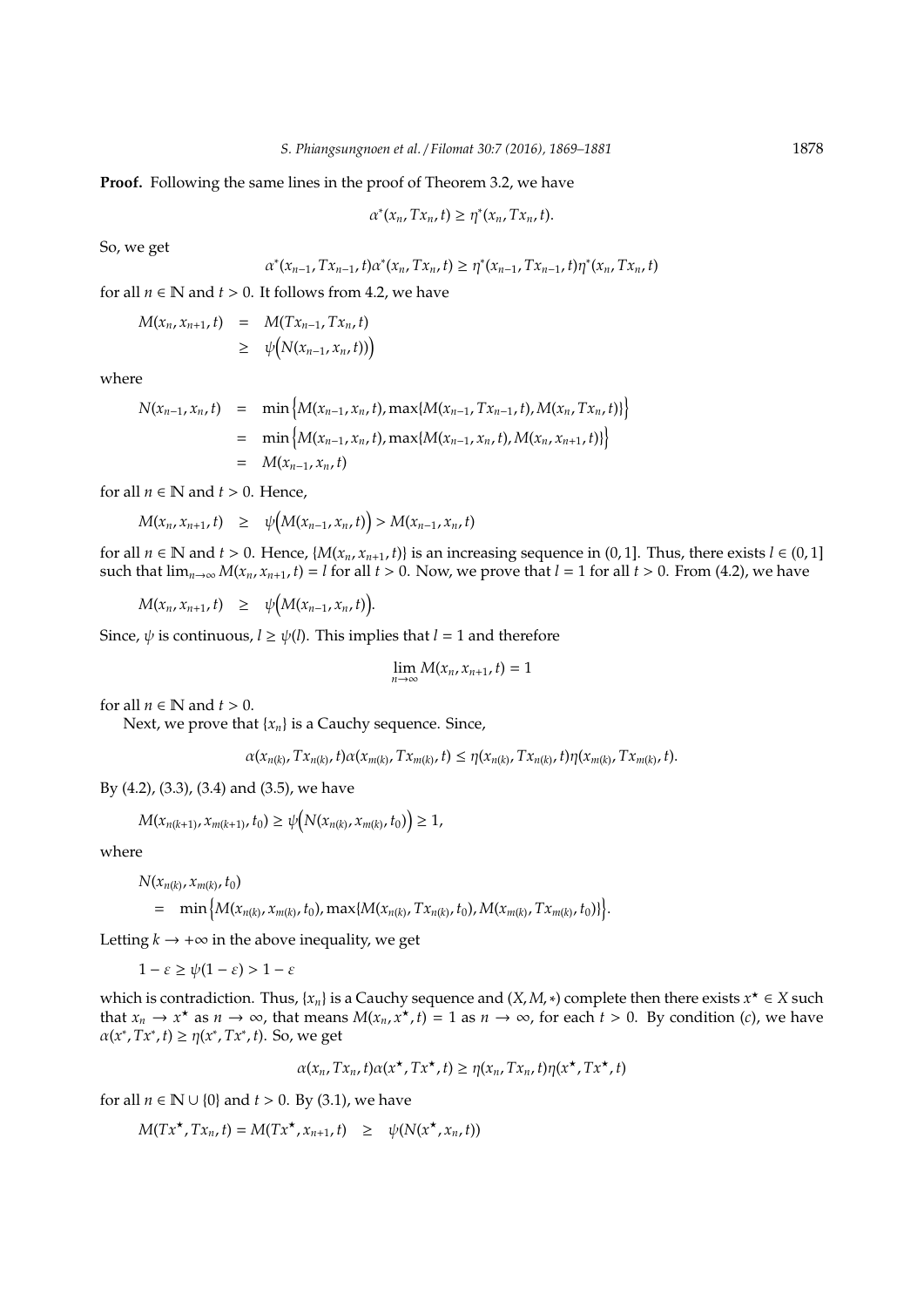**Proof.** Following the same lines in the proof of Theorem 3.2, we have

$$\alpha^*(x_n, Tx_n, t) \geq \eta^*(x_n, Tx_n, t).$$

So, we get

$$\alpha^*(x_{n-1}, Tx_{n-1}, t)\alpha^*(x_n, Tx_n, t) \geq \eta^*(x_{n-1}, Tx_{n-1}, t)\eta^*(x_n, Tx_n, t)$$

for all $n \in \mathbb{N}$ and $t > 0$. It follows from 4.2, we have

$$\begin{aligned} M(x_n, x_{n+1}, t) &= M(Tx_{n-1}, Tx_n, t) \\ &\geq \psi\Big(N(x_{n-1}, x_n, t))\Big) \end{aligned}$$

where

$$\begin{aligned} N(x_{n-1}, x_n, t) &= \min\Big\{M(x_{n-1}, x_n, t), \max\{M(x_{n-1}, Tx_{n-1}, t), M(x_n, Tx_n, t)\}\Big\} \\ &= \min\Big\{M(x_{n-1}, x_n, t), \max\{M(x_{n-1}, x_n, t), M(x_n, x_{n+1}, t)\}\Big\} \\ &= M(x_{n-1}, x_n, t) \end{aligned}$$

for all $n \in \mathbb{N}$ and $t > 0$. Hence,

$$M(x_n, x_{n+1}, t) \geq \psi\Big(M(x_{n-1}, x_n, t)\Big) > M(x_{n-1}, x_n, t)$$

for all $n \in \mathbb{N}$ and $t > 0$. Hence, $\{M(x_n, x_{n+1}, t)\}$ is an increasing sequence in $(0, 1]$. Thus, there exists $l \in (0, 1]$ such that $\lim_{n\to\infty} M(x_n, x_{n+1}, t) = l$ for all $t > 0$. Now, we prove that $l = 1$ for all $t > 0$. From (4.2), we have

$$M(x_n, x_{n+1}, t) \geq \psi\Big(M(x_{n-1}, x_n, t)\Big).$$

Since, $\psi$ is continuous, $l \geq \psi(l)$. This implies that $l = 1$ and therefore

$$\lim_{n\to\infty} M(x_n, x_{n+1}, t) = 1$$

for all $n \in \mathbb{N}$ and $t > 0$.

Next, we prove that $\{x_n\}$ is a Cauchy sequence. Since,

$$\alpha(x_{n(k)}, Tx_{n(k)}, t)\alpha(x_{m(k)}, Tx_{m(k)}, t) \leq \eta(x_{n(k)}, Tx_{n(k)}, t)\eta(x_{m(k)}, Tx_{m(k)}, t).$$

By (4.2), (3.3), (3.4) and (3.5), we have

$$M(x_{n(k+1)}, x_{m(k+1)}, t_0) \geq \psi\Big(N(x_{n(k)}, x_{m(k)}, t_0)\Big) \geq 1,$$

where

$$\begin{aligned} &N(x_{n(k)}, x_{m(k)}, t_0) \\ &= \min\Big\{M(x_{n(k)}, x_{m(k)}, t_0), \max\{M(x_{n(k)}, Tx_{n(k)}, t_0), M(x_{m(k)}, Tx_{m(k)}, t_0)\}\Big\}. \end{aligned}$$

Letting $k \to +\infty$ in the above inequality, we get

$$1 - \varepsilon \geq \psi(1 - \varepsilon) > 1 - \varepsilon$$

which is contradiction. Thus, $\{x_n\}$ is a Cauchy sequence and $(X, M, *)$ complete then there exists $x^\star \in X$ such that $x_n \to x^\star$ as $n \to \infty$, that means $M(x_n, x^\star, t) = 1$ as $n \to \infty$, for each $t > 0$. By condition $(c)$, we have $\alpha(x^*, Tx^*, t) \geq \eta(x^*, Tx^*, t)$. So, we get

$$\alpha(x_n, Tx_n, t)\alpha(x^\star, Tx^\star, t) \geq \eta(x_n, Tx_n, t)\eta(x^\star, Tx^\star, t)$$

for all $n \in \mathbb{N} \cup \{0\}$ and $t > 0$. By (3.1), we have

$$M(Tx^\star, Tx_n, t) = M(Tx^\star, x_{n+1}, t) \geq \psi(N(x^\star, x_n, t))$$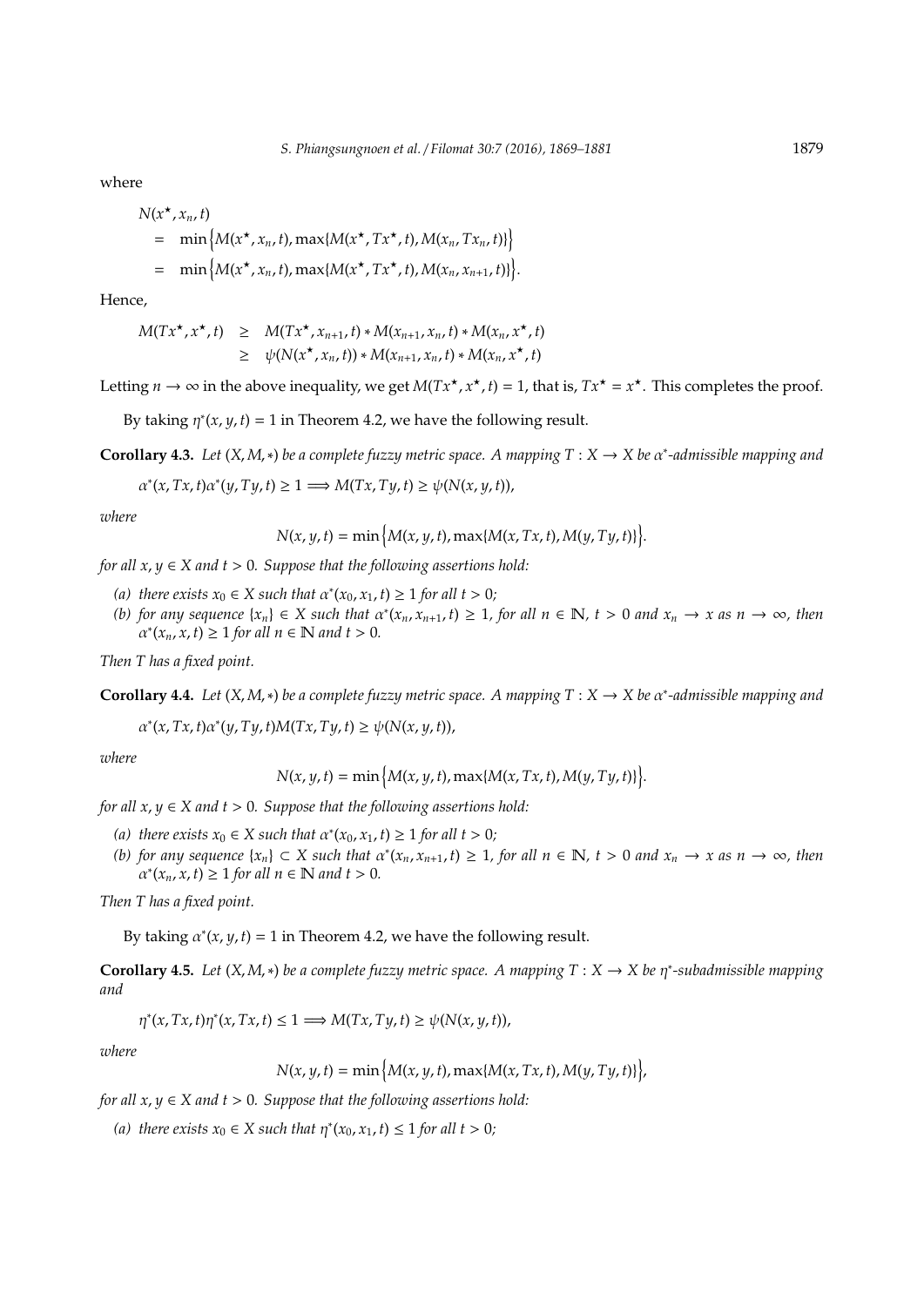where

$$
\begin{aligned}
& N(x^\star, x_n, t) \\
&= \min\Big\{M(x^\star, x_n, t), \max\{M(x^\star, Tx^\star, t), M(x_n, Tx_n, t)\}\Big\} \\
&= \min\Big\{M(x^\star, x_n, t), \max\{M(x^\star, Tx^\star, t), M(x_n, x_{n+1}, t)\}\Big\}.
\end{aligned}
$$

Hence,

$$
\begin{aligned}
M(Tx^\star, x^\star, t) &\geq M(Tx^\star, x_{n+1}, t) * M(x_{n+1}, x_n, t) * M(x_n, x^\star, t) \\
&\geq \psi(N(x^\star, x_n, t)) * M(x_{n+1}, x_n, t) * M(x_n, x^\star, t)
\end{aligned}
$$

Letting $n \to \infty$ in the above inequality, we get $M(Tx^\star, x^\star, t) = 1$, that is, $Tx^\star = x^\star$. This completes the proof.

By taking $\eta^*(x, y, t) = 1$ in Theorem 4.2, we have the following result.

**Corollary 4.3.** *Let $(X, M, *)$ be a complete fuzzy metric space. A mapping $T : X \to X$ be $\alpha^*$-admissible mapping and*

$$\alpha^*(x, Tx, t)\alpha^*(y, Ty, t) \geq 1 \Longrightarrow M(Tx, Ty, t) \geq \psi(N(x, y, t)),$$

*where*

$$N(x, y, t) = \min\Big\{M(x, y, t), \max\{M(x, Tx, t), M(y, Ty, t)\}\Big\}.$$

*for all $x, y \in X$ and $t > 0$. Suppose that the following assertions hold:*

*(a) there exists $x_0 \in X$ such that $\alpha^*(x_0, x_1, t) \geq 1$ for all $t > 0$;*

*(b) for any sequence $\{x_n\} \in X$ such that $\alpha^*(x_n, x_{n+1}, t) \geq 1$, for all $n \in \mathbb{N}$, $t > 0$ and $x_n \to x$ as $n \to \infty$, then $\alpha^*(x_n, x, t) \geq 1$ for all $n \in \mathbb{N}$ and $t > 0$.*

*Then $T$ has a fixed point.*

**Corollary 4.4.** *Let $(X, M, *)$ be a complete fuzzy metric space. A mapping $T : X \to X$ be $\alpha^*$-admissible mapping and*

$$\alpha^*(x, Tx, t)\alpha^*(y, Ty, t)M(Tx, Ty, t) \geq \psi(N(x, y, t)),$$

*where*

$$N(x, y, t) = \min\Big\{M(x, y, t), \max\{M(x, Tx, t), M(y, Ty, t)\}\Big\}.$$

*for all $x, y \in X$ and $t > 0$. Suppose that the following assertions hold:*

*(a) there exists $x_0 \in X$ such that $\alpha^*(x_0, x_1, t) \geq 1$ for all $t > 0$;*

*(b) for any sequence $\{x_n\} \subset X$ such that $\alpha^*(x_n, x_{n+1}, t) \geq 1$, for all $n \in \mathbb{N}$, $t > 0$ and $x_n \to x$ as $n \to \infty$, then $\alpha^*(x_n, x, t) \geq 1$ for all $n \in \mathbb{N}$ and $t > 0$.*

*Then $T$ has a fixed point.*

By taking $\alpha^*(x, y, t) = 1$ in Theorem 4.2, we have the following result.

**Corollary 4.5.** *Let $(X, M, *)$ be a complete fuzzy metric space. A mapping $T : X \to X$ be $\eta^*$-subadmissible mapping and*

$$\eta^*(x, Tx, t)\eta^*(x, Tx, t) \leq 1 \Longrightarrow M(Tx, Ty, t) \geq \psi(N(x, y, t)),$$

*where*

$$N(x, y, t) = \min\Big\{M(x, y, t), \max\{M(x, Tx, t), M(y, Ty, t)\}\Big\},$$

*for all $x, y \in X$ and $t > 0$. Suppose that the following assertions hold:*

*(a) there exists $x_0 \in X$ such that $\eta^*(x_0, x_1, t) \leq 1$ for all $t > 0$;*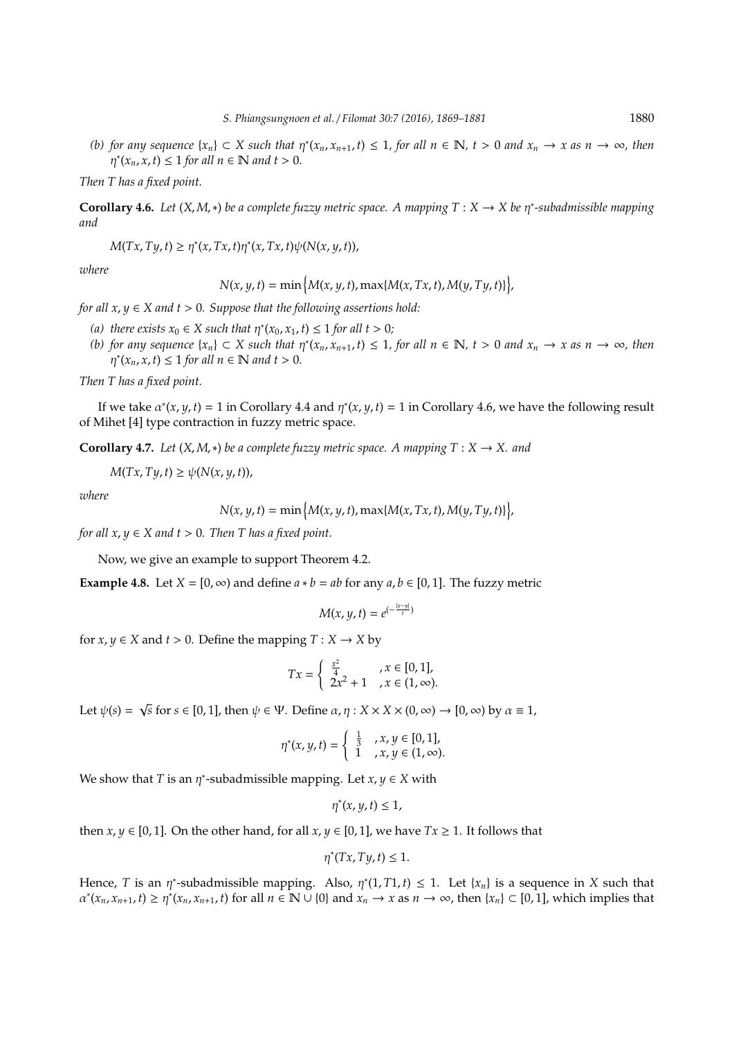*(b) for any sequence $\{x_n\} \subset X$ such that $\eta^*(x_n, x_{n+1}, t) \leq 1$, for all $n \in \mathbb{N}$, $t > 0$ and $x_n \to x$ as $n \to \infty$, then $\eta^*(x_n, x, t) \leq 1$ for all $n \in \mathbb{N}$ and $t > 0$.*

*Then $T$ has a fixed point.*

**Corollary 4.6.** *Let $(X, M, *)$ be a complete fuzzy metric space. A mapping $T : X \to X$ be $\eta^*$-subadmissible mapping and*

$$M(Tx, Ty, t) \geq \eta^*(x, Tx, t)\eta^*(x, Tx, t)\psi(N(x, y, t)),$$

*where*

$$N(x, y, t) = \min\Big\{M(x, y, t), \max\{M(x, Tx, t), M(y, Ty, t)\}\Big\},$$

*for all $x, y \in X$ and $t > 0$. Suppose that the following assertions hold:*

*(a) there exists $x_0 \in X$ such that $\eta^*(x_0, x_1, t) \leq 1$ for all $t > 0$;*

*(b) for any sequence $\{x_n\} \subset X$ such that $\eta^*(x_n, x_{n+1}, t) \leq 1$, for all $n \in \mathbb{N}$, $t > 0$ and $x_n \to x$ as $n \to \infty$, then $\eta^*(x_n, x, t) \leq 1$ for all $n \in \mathbb{N}$ and $t > 0$.*

*Then $T$ has a fixed point.*

If we take $\alpha^*(x, y, t) = 1$ in Corollary 4.4 and $\eta^*(x, y, t) = 1$ in Corollary 4.6, we have the following result of Mihet [4] type contraction in fuzzy metric space.

**Corollary 4.7.** *Let $(X, M, *)$ be a complete fuzzy metric space. A mapping $T : X \to X$. and*

$$M(Tx, Ty, t) \geq \psi(N(x, y, t)),$$

*where*

$$N(x, y, t) = \min\Big\{M(x, y, t), \max\{M(x, Tx, t), M(y, Ty, t)\}\Big\},$$

*for all $x, y \in X$ and $t > 0$. Then $T$ has a fixed point.*

Now, we give an example to support Theorem 4.2.

**Example 4.8.** Let $X = [0, \infty)$ and define $a * b = ab$ for any $a, b \in [0, 1]$. The fuzzy metric

$$M(x, y, t) = e^{(-\frac{|x-y|}{t})}$$

for $x, y \in X$ and $t > 0$. Define the mapping $T : X \to X$ by

$$Tx = \begin{cases} \frac{x^2}{4} & , x \in [0, 1], \\ 2x^2 + 1 & , x \in (1, \infty). \end{cases}$$

Let $\psi(s) = \sqrt{s}$ for $s \in [0, 1]$, then $\psi \in \Psi$. Define $\alpha, \eta : X \times X \times (0, \infty) \to [0, \infty)$ by $\alpha \equiv 1$,

$$\eta^*(x, y, t) = \begin{cases} \frac{1}{3} & , x, y \in [0, 1], \\ 1 & , x, y \in (1, \infty). \end{cases}$$

We show that $T$ is an $\eta^*$-subadmissible mapping. Let $x, y \in X$ with

$$\eta^*(x, y, t) \leq 1,$$

then $x, y \in [0, 1]$. On the other hand, for all $x, y \in [0, 1]$, we have $Tx \geq 1$. It follows that

$$\eta^*(Tx, Ty, t) \leq 1.$$

Hence, $T$ is an $\eta^*$-subadmissible mapping. Also, $\eta^*(1, T1, t) \leq 1$. Let $\{x_n\}$ is a sequence in $X$ such that $\alpha^*(x_n, x_{n+1}, t) \geq \eta^*(x_n, x_{n+1}, t)$ for all $n \in \mathbb{N} \cup \{0\}$ and $x_n \to x$ as $n \to \infty$, then $\{x_n\} \subset [0, 1]$, which implies that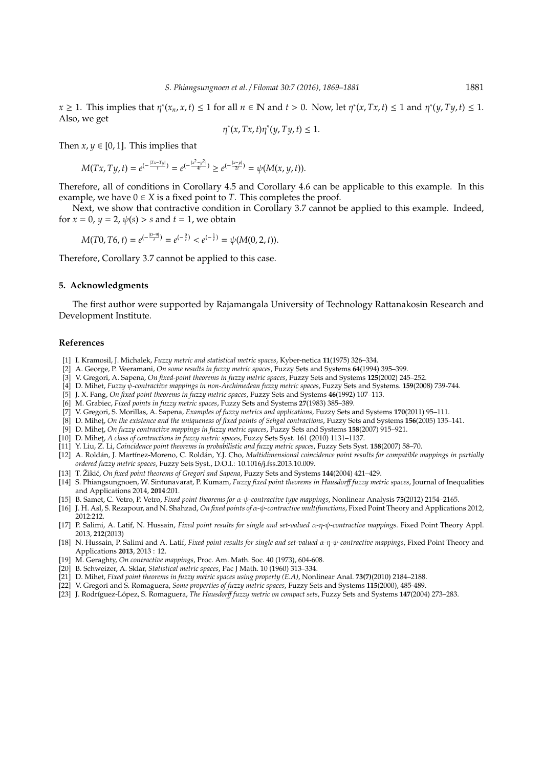$x \geq 1$. This implies that $\eta^*(x_n, x, t) \leq 1$ for all $n \in \mathbb{N}$ and $t > 0$. Now, let $\eta^*(x, Tx, t) \leq 1$ and $\eta^*(y, Ty, t) \leq 1$. Also, we get

$$\eta^*(x, Tx, t)\eta^*(y, Ty, t) \leq 1.$$

Then $x, y \in [0, 1]$. This implies that

$$M(Tx, Ty, t) = e^{(-\frac{|Tx-Ty|}{t})} = e^{(-\frac{|x^2-y^2|}{4t})} \geq e^{(-\frac{|x-y|}{2t})} = \psi(M(x, y, t)).$$

Therefore, all of conditions in Corollary 4.5 and Corollary 4.6 can be applicable to this example. In this example, we have $0 \in X$ is a fixed point to $T$. This completes the proof.

Next, we show that contractive condition in Corollary 3.7 cannot be applied to this example. Indeed, for $x = 0$, $y = 2$, $\psi(s) > s$ and $t = 1$, we obtain

$$M(T0, T6, t) = e^{(-\frac{|0-9|}{t})} = e^{(-\frac{9}{t})} < e^{(-\frac{1}{t})} = \psi(M(0, 2, t)).$$

Therefore, Corollary 3.7 cannot be applied to this case.

## 5. Acknowledgments

The first author were supported by Rajamangala University of Technology Rattanakosin Research and Development Institute.

## References

[1] I. Kramosil, J. Michalek, *Fuzzy metric and statistical metric spaces*, Kyber-netica **11**(1975) 326–334.

[2] A. George, P. Veeramani, *On some results in fuzzy metric spaces*, Fuzzy Sets and Systems **64**(1994) 395–399.

[3] V. Gregori, A. Sapena, *On fixed-point theorems in fuzzy metric spaces*, Fuzzy Sets and Systems **125**(2002) 245–252.

[4] D. Mihet, *Fuzzy ψ-contractive mappings in non-Archimedean fuzzy metric spaces*, Fuzzy Sets and Systems. **159**(2008) 739-744.

[5] J. X. Fang, *On fixed point theorems in fuzzy metric spaces*, Fuzzy Sets and Systems **46**(1992) 107–113.

[6] M. Grabiec, *Fixed points in fuzzy metric spaces*, Fuzzy Sets and Systems **27**(1983) 385–389.

[7] V. Gregori, S. Morillas, A. Sapena, *Examples of fuzzy metrics and applications*, Fuzzy Sets and Systems **170**(2011) 95–111.

[8] D. Miheţ, *On the existence and the uniqueness of fixed points of Sehgal contractions*, Fuzzy Sets and Systems **156**(2005) 135–141.

[9] D. Miheţ, *On fuzzy contractive mappings in fuzzy metric spaces*, Fuzzy Sets and Systems **158**(2007) 915–921.

[10] D. Miheţ, *A class of contractions in fuzzy metric spaces*, Fuzzy Sets Syst. 161 (2010) 1131–1137.

[11] Y. Liu, Z. Li, *Coincidence point theorems in probabilistic and fuzzy metric spaces*, Fuzzy Sets Syst. **158**(2007) 58–70.

[12] A. Roldán, J. Martínez-Moreno, C. Roldán, Y.J. Cho, *Multidimensional coincidence point results for compatible mappings in partially ordered fuzzy metric spaces*, Fuzzy Sets Syst., D.O.I.: 10.1016/j.fss.2013.10.009.

[13] T. Žikić, *On fixed point theorems of Gregori and Sapena*, Fuzzy Sets and Systems **144**(2004) 421–429.

[14] S. Phiangsungnoen, W. Sintunavarat, P. Kumam, *Fuzzy fixed point theorems in Hausdorff fuzzy metric spaces*, Journal of Inequalities and Applications 2014, **2014**:201.

[15] B. Samet, C. Vetro, P. Vetro, *Fixed point theorems for α-ψ-contractive type mappings*, Nonlinear Analysis **75**(2012) 2154–2165.

[16] J. H. Asl, S. Rezapour, and N. Shahzad, *On fixed points of α-ψ-contractive multifunctions*, Fixed Point Theory and Applications 2012, 2012:212.

[17] P. Salimi, A. Latif, N. Hussain, *Fixed point results for single and set-valued α-η-ψ-contractive mappings*. Fixed Point Theory Appl. 2013, **212**(2013)

[18] N. Hussain, P. Salimi and A. Latif, *Fixed point results for single and set-valued α-η-ψ-contractive mappings*, Fixed Point Theory and Applications **2013**, 2013 : 12.

[19] M. Geraghty, *On contractive mappings*, Proc. Am. Math. Soc. 40 (1973), 604-608.

[20] B. Schweizer, A. Sklar, *Statistical metric spaces*, Pac J Math. 10 (1960) 313–334.

[21] D. Mihet, *Fixed point theorems in fuzzy metric spaces using property (E.A)*, Nonlinear Anal. **73(7)**(2010) 2184–2188.

[22] V. Gregori and S. Romaguera, *Some properties of fuzzy metric spaces*, Fuzzy Sets and Systems **115**(2000), 485-489.

[23] J. Rodríguez-López, S. Romaguera, *The Hausdorff fuzzy metric on compact sets*, Fuzzy Sets and Systems **147**(2004) 273–283.